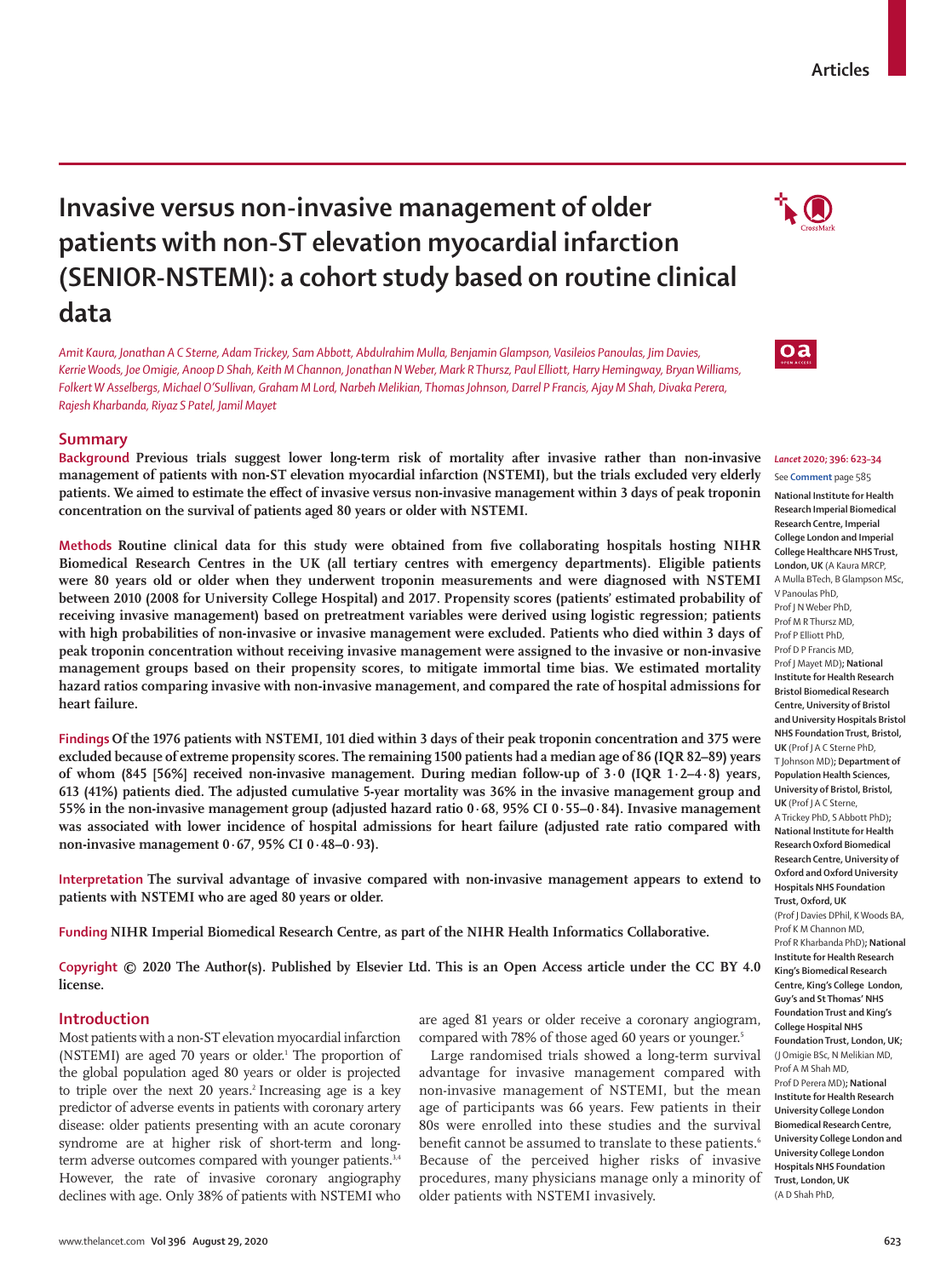# Invasive versus non-invasive management of older patients with non-ST elevation myocardial infarction (SENIOR-NSTEMI): a cohort study based on routine clinical data

*Amit Kaura, Jonathan A C Sterne, Adam Trickey, Sam Abbott, Abdulrahim Mulla, Benjamin Glampson, Vasileios Panoulas, Jim Davies, Kerrie Woods, Joe Omigie, Anoop D Shah, Keith M Channon, Jonathan N Weber, Mark R Thursz, Paul Elliott, Harry Hemingway, Bryan Williams, Folkert W Asselbergs, Michael O'Sullivan, Graham M Lord, Narbeh Melikian, Thomas Johnson, Darrel P Francis, Ajay M Shah, Divaka Perera, Rajesh Kharbanda, Riyaz S Patel, Jamil Mayet*

## Summary

**Background** Previous trials suggest lower long-term risk of mortality after invasive rather than non-invasive management of patients with non-ST elevation myocardial infarction (NSTEMI), but the trials excluded very elderly patients. We aimed to estimate the effect of invasive versus non-invasive management within 3 days of peak troponin concentration on the survival of patients aged 80 years or older with NSTEMI.

**Methods** Routine clinical data for this study were obtained from five collaborating hospitals hosting NIHR Biomedical Research Centres in the UK (all tertiary centres with emergency departments). Eligible patients were 80 years old or older when they underwent troponin measurements and were diagnosed with NSTEMI between 2010 (2008 for University College Hospital) and 2017. Propensity scores (patients' estimated probability of receiving invasive management) based on pretreatment variables were derived using logistic regression; patients with high probabilities of non-invasive or invasive management were excluded. Patients who died within 3 days of peak troponin concentration without receiving invasive management were assigned to the invasive or non-invasive management groups based on their propensity scores, to mitigate immortal time bias. We estimated mortality hazard ratios comparing invasive with non-invasive management, and compared the rate of hospital admissions for heart failure.

**Findings** Of the 1976 patients with NSTEMI, 101 died within 3 days of their peak troponin concentration and 375 were excluded because of extreme propensity scores. The remaining 1500 patients had a median age of 86 (IQR 82–89) years of whom (845 [56%] received non-invasive management. During median follow-up of 3·0 (IQR 1·2–4·8) years, 613 (41%) patients died. The adjusted cumulative 5-year mortality was 36% in the invasive management group and 55% in the non-invasive management group (adjusted hazard ratio 0·68, 95% CI 0·55–0·84). Invasive management was associated with lower incidence of hospital admissions for heart failure (adjusted rate ratio compared with non-invasive management 0·67, 95% CI 0·48–0·93).

**Interpretation** The survival advantage of invasive compared with non-invasive management appears to extend to patients with NSTEMI who are aged 80 years or older.

**Funding** NIHR Imperial Biomedical Research Centre, as part of the NIHR Health Informatics Collaborative.

**Copyright** © 2020 The Author(s). Published by Elsevier Ltd. This is an Open Access article under the CC BY 4.0 license.

*Lancet* 2020; 396: 623–34

See **Comment** page 585

**National Institute for Health Research Imperial Biomedical Research Centre, Imperial College London and Imperial College Healthcare NHS Trust, London, UK** (A Kaura MRCP, A Mulla BTech, B Glampson MSc, V Panoulas PhD, Prof J N Weber PhD, Prof M R Thursz MD, Prof P Elliott PhD, Prof D P Francis MD, Prof J Mayet MD)**; National Institute for Health Research Bristol Biomedical Research Centre, University of Bristol and University Hospitals Bristol NHS Foundation Trust, Bristol, UK** (Prof J A C Sterne PhD, T Johnson MD)**; Department of Population Health Sciences, University of Bristol, Bristol, UK** (Prof J A C Sterne, A Trickey PhD, S Abbott PhD)**; National Institute for Health Research Oxford Biomedical Research Centre, University of Oxford and Oxford University Hospitals NHS Foundation Trust, Oxford, UK** (Prof J Davies DPhil, K Woods BA, Prof K M Channon MD, Prof R Kharbanda PhD)**; National Institute for Health Research King's Biomedical Research Centre, King's College London, Guy's and St Thomas' NHS Foundation Trust and King's College Hospital NHS Foundation Trust, London, UK;** (J Omigie BSc, N Melikian MD, Prof A M Shah MD, Prof D Perera MD)**; National Institute for Health Research University College London Biomedical Research Centre, University College London and University College London Hospitals NHS Foundation Trust, London, UK** (A D Shah PhD,

## Introduction

Most patients with a non-ST elevation myocardial infarction (NSTEMI) are aged 70 years or older.[1] The proportion of the global population aged 80 years or older is projected to triple over the next 20 years.[2] Increasing age is a key predictor of adverse events in patients with coronary artery disease: older patients presenting with an acute coronary syndrome are at higher risk of short-term and long-term adverse outcomes compared with younger patients.[3,4] However, the rate of invasive coronary angiography declines with age. Only 38% of patients with NSTEMI who are aged 81 years or older receive a coronary angiogram, compared with 78% of those aged 60 years or younger.[5]

Large randomised trials showed a long-term survival advantage for invasive management compared with non-invasive management of NSTEMI, but the mean age of participants was 66 years. Few patients in their 80s were enrolled into these studies and the survival benefit cannot be assumed to translate to these patients.[6] Because of the perceived higher risks of invasive procedures, many physicians manage only a minority of older patients with NSTEMI invasively.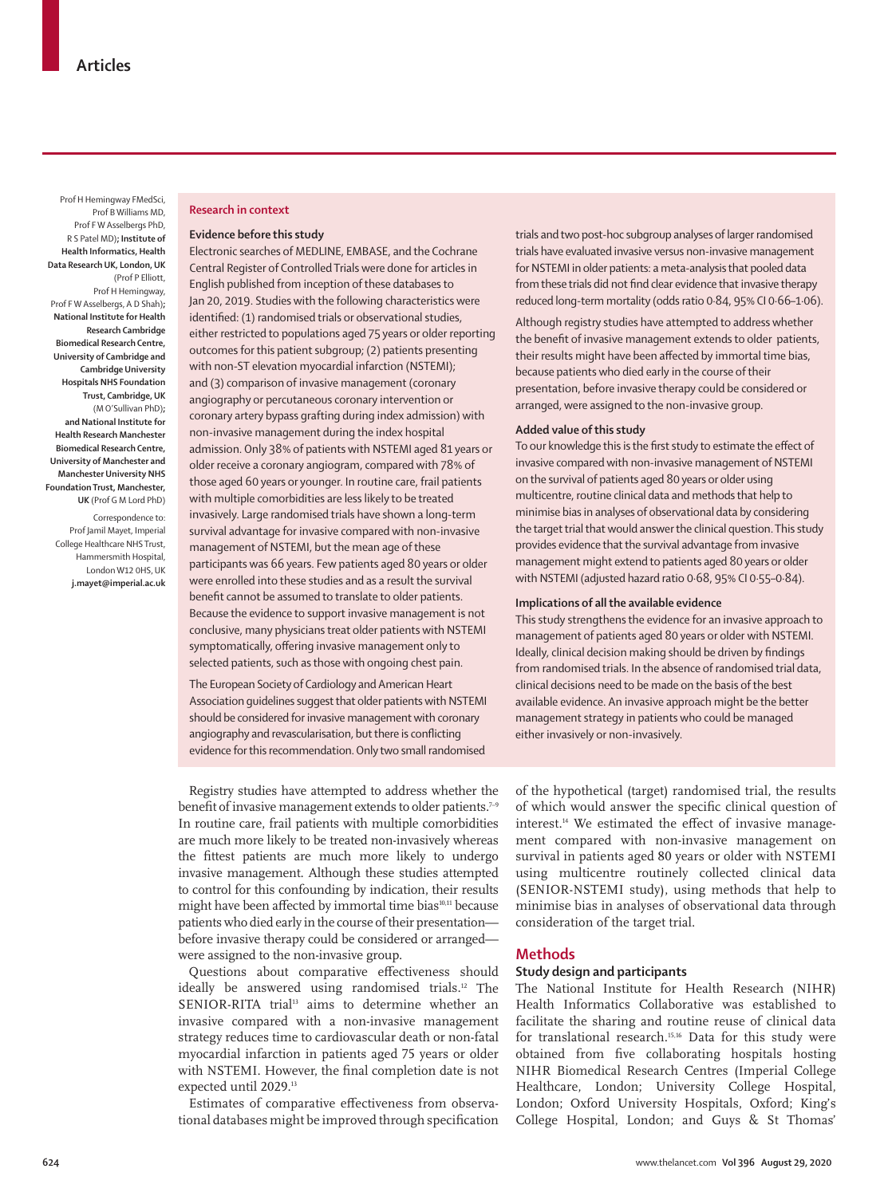Prof H Hemingway FMedSci, Prof B Williams MD, Prof F W Asselbergs PhD, R S Patel MD); **Institute of Health Informatics, Health Data Research UK, London, UK** (Prof P Elliott, Prof H Hemingway, Prof F W Asselbergs, A D Shah); **National Institute for Health Research Cambridge Biomedical Research Centre, University of Cambridge and Cambridge University Hospitals NHS Foundation Trust, Cambridge, UK** (M O'Sullivan PhD); **and National Institute for Health Research Manchester Biomedical Research Centre, University of Manchester and Manchester University NHS Foundation Trust, Manchester, UK** (Prof G M Lord PhD)

Correspondence to: Prof Jamil Mayet, Imperial College Healthcare NHS Trust, Hammersmith Hospital, London W12 0HS, UK **j.mayet@imperial.ac.uk**

## Research in context

### Evidence before this study

Electronic searches of MEDLINE, EMBASE, and the Cochrane Central Register of Controlled Trials were done for articles in English published from inception of these databases to Jan 20, 2019. Studies with the following characteristics were identified: (1) randomised trials or observational studies, either restricted to populations aged 75 years or older reporting outcomes for this patient subgroup; (2) patients presenting with non-ST elevation myocardial infarction (NSTEMI); and (3) comparison of invasive management (coronary angiography or percutaneous coronary intervention or coronary artery bypass grafting during index admission) with non-invasive management during the index hospital admission. Only 38% of patients with NSTEMI aged 81 years or older receive a coronary angiogram, compared with 78% of those aged 60 years or younger. In routine care, frail patients with multiple comorbidities are less likely to be treated invasively. Large randomised trials have shown a long-term survival advantage for invasive compared with non-invasive management of NSTEMI, but the mean age of these participants was 66 years. Few patients aged 80 years or older were enrolled into these studies and as a result the survival benefit cannot be assumed to translate to older patients. Because the evidence to support invasive management is not conclusive, many physicians treat older patients with NSTEMI symptomatically, offering invasive management only to selected patients, such as those with ongoing chest pain.

The European Society of Cardiology and American Heart Association guidelines suggest that older patients with NSTEMI should be considered for invasive management with coronary angiography and revascularisation, but there is conflicting evidence for this recommendation. Only two small randomised trials and two post-hoc subgroup analyses of larger randomised trials have evaluated invasive versus non-invasive management for NSTEMI in older patients: a meta-analysis that pooled data from these trials did not find clear evidence that invasive therapy reduced long-term mortality (odds ratio 0·84, 95% CI 0·66–1·06).

Although registry studies have attempted to address whether the benefit of invasive management extends to older patients, their results might have been affected by immortal time bias, because patients who died early in the course of their presentation, before invasive therapy could be considered or arranged, were assigned to the non-invasive group.

### Added value of this study

To our knowledge this is the first study to estimate the effect of invasive compared with non-invasive management of NSTEMI on the survival of patients aged 80 years or older using multicentre, routine clinical data and methods that help to minimise bias in analyses of observational data by considering the target trial that would answer the clinical question. This study provides evidence that the survival advantage from invasive management might extend to patients aged 80 years or older with NSTEMI (adjusted hazard ratio 0·68, 95% CI 0·55–0·84).

### Implications of all the available evidence

This study strengthens the evidence for an invasive approach to management of patients aged 80 years or older with NSTEMI. Ideally, clinical decision making should be driven by findings from randomised trials. In the absence of randomised trial data, clinical decisions need to be made on the basis of the best available evidence. An invasive approach might be the better management strategy in patients who could be managed either invasively or non-invasively.

Registry studies have attempted to address whether the benefit of invasive management extends to older patients.[7–9] In routine care, frail patients with multiple comorbidities are much more likely to be treated non-invasively whereas the fittest patients are much more likely to undergo invasive management. Although these studies attempted to control for this confounding by indication, their results might have been affected by immortal time bias[10,11] because patients who died early in the course of their presentation—before invasive therapy could be considered or arranged—were assigned to the non-invasive group.

Questions about comparative effectiveness should ideally be answered using randomised trials.[12] The SENIOR-RITA trial[13] aims to determine whether an invasive compared with a non-invasive management strategy reduces time to cardiovascular death or non-fatal myocardial infarction in patients aged 75 years or older with NSTEMI. However, the final completion date is not expected until 2029.[13]

Estimates of comparative effectiveness from observational databases might be improved through specification of the hypothetical (target) randomised trial, the results of which would answer the specific clinical question of interest.[14] We estimated the effect of invasive management compared with non-invasive management on survival in patients aged 80 years or older with NSTEMI using multicentre routinely collected clinical data (SENIOR-NSTEMI study), using methods that help to minimise bias in analyses of observational data through consideration of the target trial.

## Methods

### Study design and participants

The National Institute for Health Research (NIHR) Health Informatics Collaborative was established to facilitate the sharing and routine reuse of clinical data for translational research.[15,16] Data for this study were obtained from five collaborating hospitals hosting NIHR Biomedical Research Centres (Imperial College Healthcare, London; University College Hospital, London; Oxford University Hospitals, Oxford; King's College Hospital, London; and Guys & St Thomas'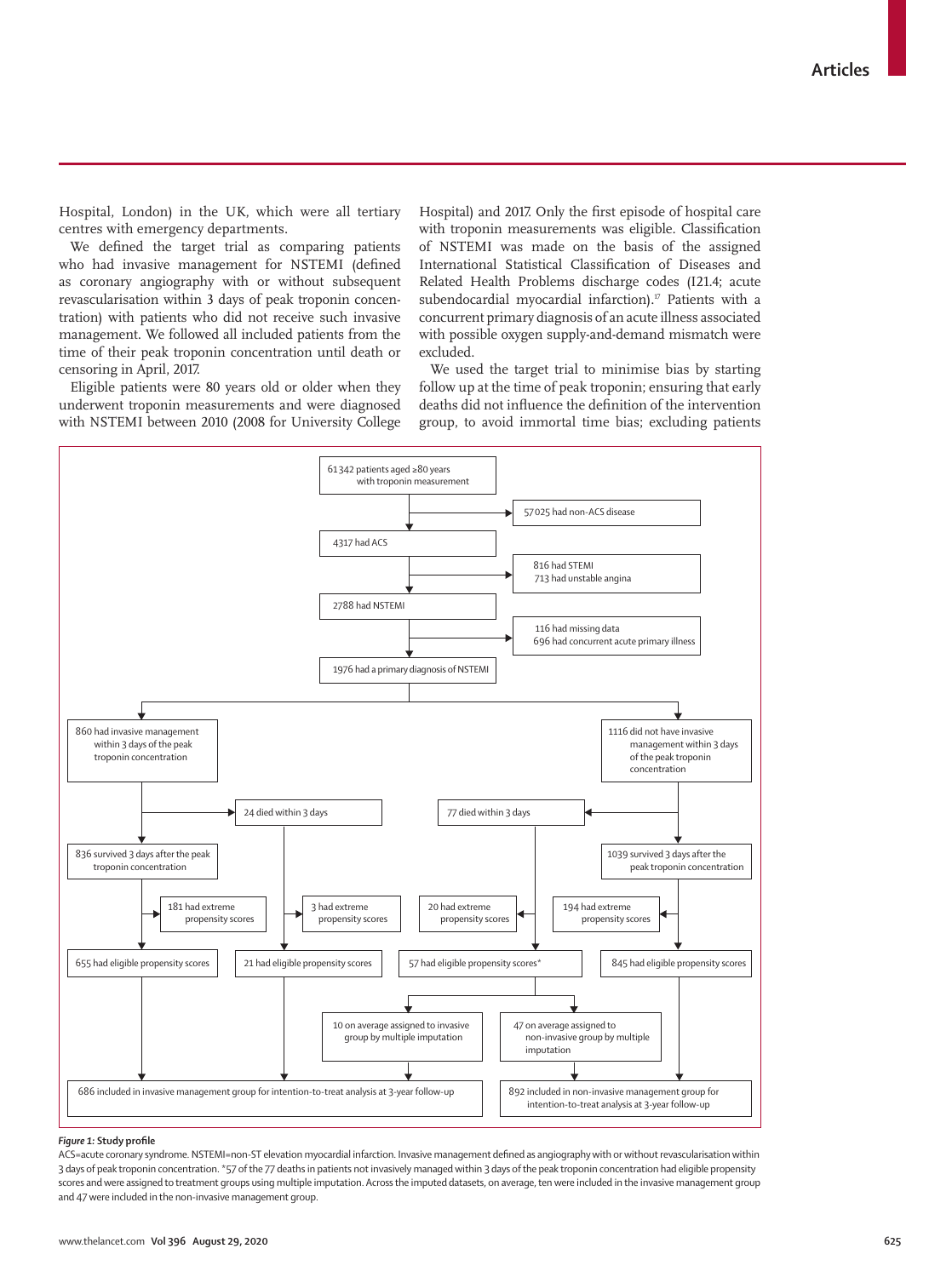Hospital, London) in the UK, which were all tertiary centres with emergency departments.

We defined the target trial as comparing patients who had invasive management for NSTEMI (defined as coronary angiography with or without subsequent revascularisation within 3 days of peak troponin concentration) with patients who did not receive such invasive management. We followed all included patients from the time of their peak troponin concentration until death or censoring in April, 2017.

Eligible patients were 80 years old or older when they underwent troponin measurements and were diagnosed with NSTEMI between 2010 (2008 for University College Hospital) and 2017. Only the first episode of hospital care with troponin measurements was eligible. Classification of NSTEMI was made on the basis of the assigned International Statistical Classification of Diseases and Related Health Problems discharge codes (I21.4; acute subendocardial myocardial infarction).[17] Patients with a concurrent primary diagnosis of an acute illness associated with possible oxygen supply-and-demand mismatch were excluded.

We used the target trial to minimise bias by starting follow up at the time of peak troponin; ensuring that early deaths did not influence the definition of the intervention group, to avoid immortal time bias; excluding patients

- 61 342 patients aged ≥80 years with troponin measurement
  - 57 025 had non-ACS disease
- 4317 had ACS
  - 816 had STEMI
  - 713 had unstable angina
- 2788 had NSTEMI
  - 116 had missing data
  - 696 had concurrent acute primary illness
- 1976 had a primary diagnosis of NSTEMI
  - 860 had invasive management within 3 days of the peak troponin concentration
    - 24 died within 3 days
      - 3 had extreme propensity scores
      - 21 had eligible propensity scores
    - 836 survived 3 days after the peak troponin concentration
      - 181 had extreme propensity scores
      - 655 had eligible propensity scores
  - 1116 did not have invasive management within 3 days of the peak troponin concentration
    - 77 died within 3 days
      - 20 had extreme propensity scores
      - 57 had eligible propensity scores*
        - 10 on average assigned to invasive group by multiple imputation
        - 47 on average assigned to non-invasive group by multiple imputation
    - 1039 survived 3 days after the peak troponin concentration
      - 194 had extreme propensity scores
      - 845 had eligible propensity scores
- 686 included in invasive management group for intention-to-treat analysis at 3-year follow-up
- 892 included in non-invasive management group for intention-to-treat analysis at 3-year follow-up

***Figure 1:*** **Study profile**

ACS=acute coronary syndrome. NSTEMI=non-ST elevation myocardial infarction. Invasive management defined as angiography with or without revascularisation within 3 days of peak troponin concentration. *57 of the 77 deaths in patients not invasively managed within 3 days of the peak troponin concentration had eligible propensity scores and were assigned to treatment groups using multiple imputation. Across the imputed datasets, on average, ten were included in the invasive management group and 47 were included in the non-invasive management group.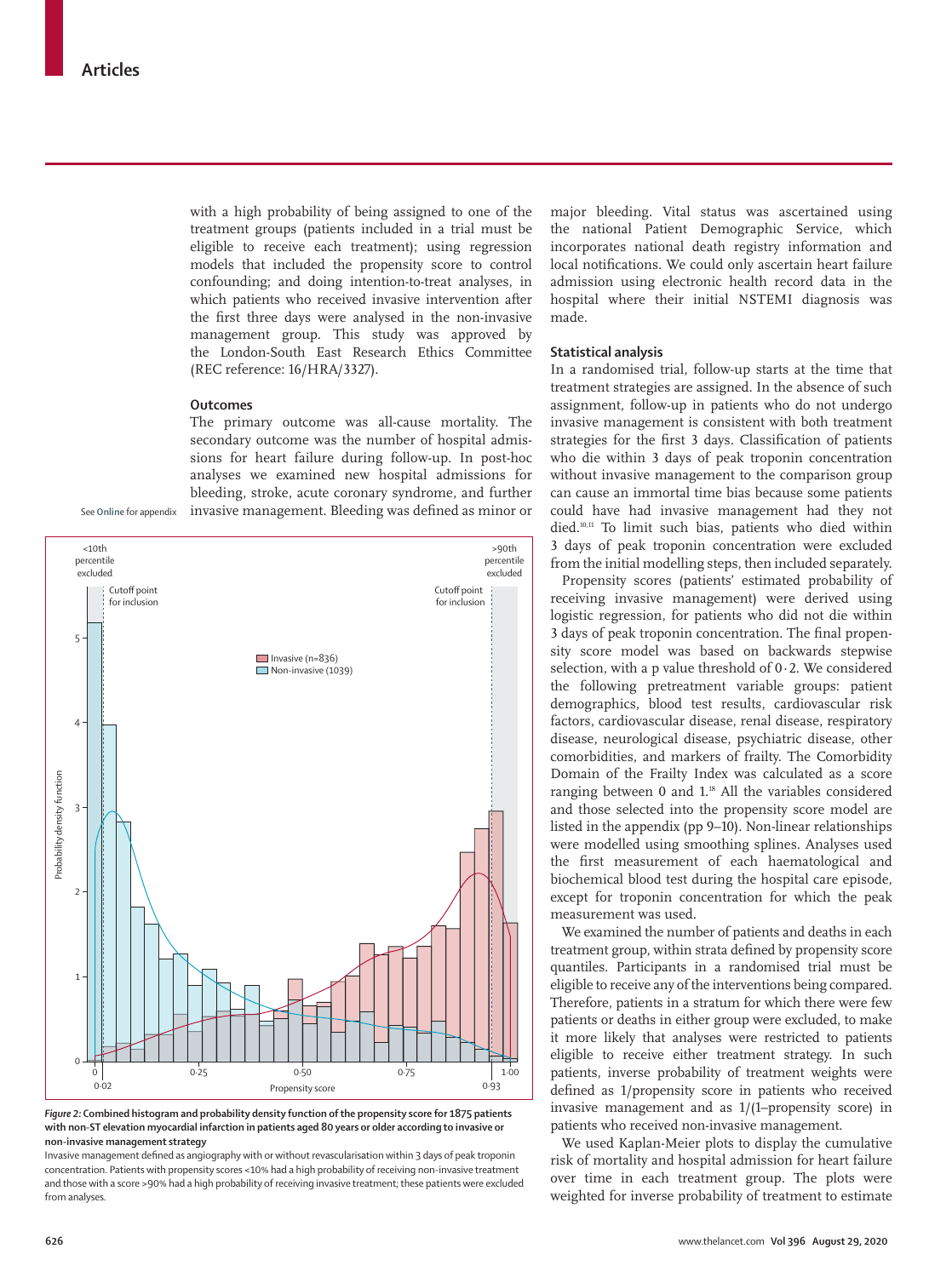with a high probability of being assigned to one of the treatment groups (patients included in a trial must be eligible to receive each treatment); using regression models that included the propensity score to control confounding; and doing intention-to-treat analyses, in which patients who received invasive intervention after the first three days were analysed in the non-invasive management group. This study was approved by the London-South East Research Ethics Committee (REC reference: 16/HRA/3327).

### Outcomes

The primary outcome was all-cause mortality. The secondary outcome was the number of hospital admissions for heart failure during follow-up. In post-hoc analyses we examined new hospital admissions for bleeding, stroke, acute coronary syndrome, and further invasive management. Bleeding was defined as minor or major bleeding. Vital status was ascertained using the national Patient Demographic Service, which incorporates national death registry information and local notifications. We could only ascertain heart failure admission using electronic health record data in the hospital where their initial NSTEMI diagnosis was made.

See Online for appendix

**Figure 2: Combined histogram and probability density function of the propensity score for 1875 patients with non-ST elevation myocardial infarction in patients aged 80 years or older according to invasive or non-invasive management strategy**

Invasive management defined as angiography with or without revascularisation within 3 days of peak troponin concentration. Patients with propensity scores <10% had a high probability of receiving non-invasive treatment and those with a score >90% had a high probability of receiving invasive treatment; these patients were excluded from analyses.

### Statistical analysis

In a randomised trial, follow-up starts at the time that treatment strategies are assigned. In the absence of such assignment, follow-up in patients who do not undergo invasive management is consistent with both treatment strategies for the first 3 days. Classification of patients who die within 3 days of peak troponin concentration without invasive management to the comparison group can cause an immortal time bias because some patients could have had invasive management had they not died.[10,11] To limit such bias, patients who died within 3 days of peak troponin concentration were excluded from the initial modelling steps, then included separately.

Propensity scores (patients' estimated probability of receiving invasive management) were derived using logistic regression, for patients who did not die within 3 days of peak troponin concentration. The final propensity score model was based on backwards stepwise selection, with a p value threshold of 0·2. We considered the following pretreatment variable groups: patient demographics, blood test results, cardiovascular risk factors, cardiovascular disease, renal disease, respiratory disease, neurological disease, psychiatric disease, other comorbidities, and markers of frailty. The Comorbidity Domain of the Frailty Index was calculated as a score ranging between 0 and 1.[18] All the variables considered and those selected into the propensity score model are listed in the appendix (pp 9–10). Non-linear relationships were modelled using smoothing splines. Analyses used the first measurement of each haematological and biochemical blood test during the hospital care episode, except for troponin concentration for which the peak measurement was used.

We examined the number of patients and deaths in each treatment group, within strata defined by propensity score quantiles. Participants in a randomised trial must be eligible to receive any of the interventions being compared. Therefore, patients in a stratum for which there were few patients or deaths in either group were excluded, to make it more likely that analyses were restricted to patients eligible to receive either treatment strategy. In such patients, inverse probability of treatment weights were defined as 1/propensity score in patients who received invasive management and as 1/(1–propensity score) in patients who received non-invasive management.

We used Kaplan-Meier plots to display the cumulative risk of mortality and hospital admission for heart failure over time in each treatment group. The plots were weighted for inverse probability of treatment to estimate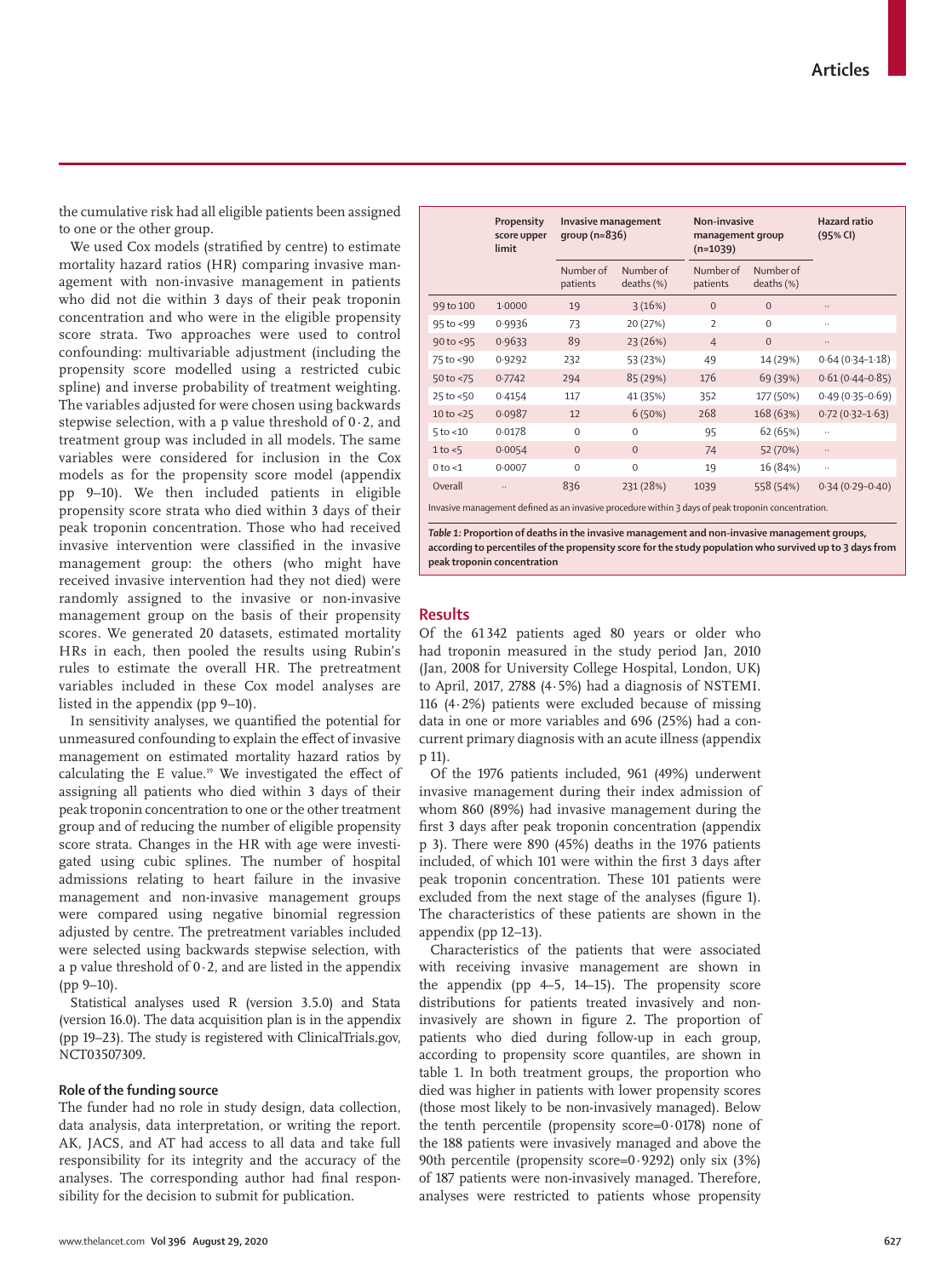the cumulative risk had all eligible patients been assigned to one or the other group.

We used Cox models (stratified by centre) to estimate mortality hazard ratios (HR) comparing invasive management with non-invasive management in patients who did not die within 3 days of their peak troponin concentration and who were in the eligible propensity score strata. Two approaches were used to control confounding: multivariable adjustment (including the propensity score modelled using a restricted cubic spline) and inverse probability of treatment weighting. The variables adjusted for were chosen using backwards stepwise selection, with a p value threshold of 0·2, and treatment group was included in all models. The same variables were considered for inclusion in the Cox models as for the propensity score model (appendix pp 9–10). We then included patients in eligible propensity score strata who died within 3 days of their peak troponin concentration. Those who had received invasive intervention were classified in the invasive management group: the others (who might have received invasive intervention had they not died) were randomly assigned to the invasive or non-invasive management group on the basis of their propensity scores. We generated 20 datasets, estimated mortality HRs in each, then pooled the results using Rubin's rules to estimate the overall HR. The pretreatment variables included in these Cox model analyses are listed in the appendix (pp 9–10).

In sensitivity analyses, we quantified the potential for unmeasured confounding to explain the effect of invasive management on estimated mortality hazard ratios by calculating the E value.[19] We investigated the effect of assigning all patients who died within 3 days of their peak troponin concentration to one or the other treatment group and of reducing the number of eligible propensity score strata. Changes in the HR with age were investigated using cubic splines. The number of hospital admissions relating to heart failure in the invasive management and non-invasive management groups were compared using negative binomial regression adjusted by centre. The pretreatment variables included were selected using backwards stepwise selection, with a p value threshold of 0·2, and are listed in the appendix (pp 9–10).

Statistical analyses used R (version 3.5.0) and Stata (version 16.0). The data acquisition plan is in the appendix (pp 19–23). The study is registered with ClinicalTrials.gov, NCT03507309.

### Role of the funding source

The funder had no role in study design, data collection, data analysis, data interpretation, or writing the report. AK, JACS, and AT had access to all data and take full responsibility for its integrity and the accuracy of the analyses. The corresponding author had final responsibility for the decision to submit for publication.

| | Propensity score upper limit | Invasive management group (n=836) | | Non-invasive management group (n=1039) | | Hazard ratio (95% CI) |
|---|---|---|---|---|---|---|
| | | Number of patients | Number of deaths (%) | Number of patients | Number of deaths (%) | |
| 99 to 100 | 1·0000 | 19 | 3 (16%) | 0 | 0 | .. |
| 95 to <99 | 0·9936 | 73 | 20 (27%) | 2 | 0 | .. |
| 90 to <95 | 0·9633 | 89 | 23 (26%) | 4 | 0 | .. |
| 75 to <90 | 0·9292 | 232 | 53 (23%) | 49 | 14 (29%) | 0·64 (0·34–1·18) |
| 50 to <75 | 0·7742 | 294 | 85 (29%) | 176 | 69 (39%) | 0·61 (0·44–0·85) |
| 25 to <50 | 0·4154 | 117 | 41 (35%) | 352 | 177 (50%) | 0·49 (0·35–0·69) |
| 10 to <25 | 0·0987 | 12 | 6 (50%) | 268 | 168 (63%) | 0·72 (0·32–1·63) |
| 5 to <10 | 0·0178 | 0 | 0 | 95 | 62 (65%) | .. |
| 1 to <5 | 0·0054 | 0 | 0 | 74 | 52 (70%) | .. |
| 0 to <1 | 0·0007 | 0 | 0 | 19 | 16 (84%) | .. |
| Overall | .. | 836 | 231 (28%) | 1039 | 558 (54%) | 0·34 (0·29–0·40) |

Invasive management defined as an invasive procedure within 3 days of peak troponin concentration.

*Table 1:* **Proportion of deaths in the invasive management and non-invasive management groups, according to percentiles of the propensity score for the study population who survived up to 3 days from peak troponin concentration**

## Results

Of the 61 342 patients aged 80 years or older who had troponin measured in the study period Jan, 2010 (Jan, 2008 for University College Hospital, London, UK) to April, 2017, 2788 (4·5%) had a diagnosis of NSTEMI. 116 (4·2%) patients were excluded because of missing data in one or more variables and 696 (25%) had a concurrent primary diagnosis with an acute illness (appendix p 11).

Of the 1976 patients included, 961 (49%) underwent invasive management during their index admission of whom 860 (89%) had invasive management during the first 3 days after peak troponin concentration (appendix p 3). There were 890 (45%) deaths in the 1976 patients included, of which 101 were within the first 3 days after peak troponin concentration. These 101 patients were excluded from the next stage of the analyses (figure 1). The characteristics of these patients are shown in the appendix (pp 12–13).

Characteristics of the patients that were associated with receiving invasive management are shown in the appendix (pp 4–5, 14–15). The propensity score distributions for patients treated invasively and non-invasively are shown in figure 2. The proportion of patients who died during follow-up in each group, according to propensity score quantiles, are shown in table 1. In both treatment groups, the proportion who died was higher in patients with lower propensity scores (those most likely to be non-invasively managed). Below the tenth percentile (propensity score=0·0178) none of the 188 patients were invasively managed and above the 90th percentile (propensity score=0·9292) only six (3%) of 187 patients were non-invasively managed. Therefore, analyses were restricted to patients whose propensity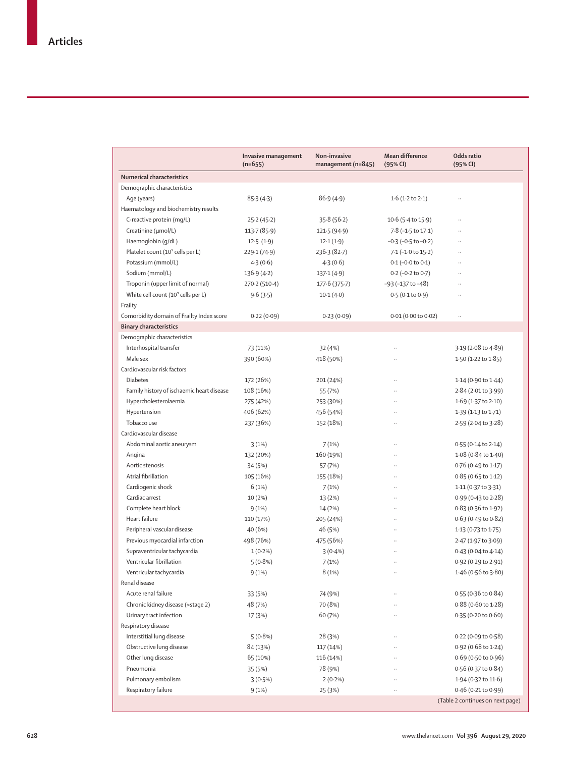| | Invasive management (n=655) | Non-invasive management (n=845) | Mean difference (95% CI) | Odds ratio (95% CI) |
|---|---|---|---|---|
| **Numerical characteristics** | | | | |
| Demographic characteristics | | | | |
| Age (years) | 85·3 (4·3) | 86·9 (4·9) | 1·6 (1·2 to 2·1) | .. |
| Haematology and biochemistry results | | | | |
| C-reactive protein (mg/L) | 25·2 (45·2) | 35·8 (56·2) | 10·6 (5·4 to 15·9) | .. |
| Creatinine (μmol/L) | 113·7 (85·9) | 121·5 (94·9) | 7·8 (−1·5 to 17·1) | .. |
| Haemoglobin (g/dL) | 12·5 (1·9) | 12·1 (1·9) | −0·3 (−0·5 to −0·2) | .. |
| Platelet count ($10^9$ cells per L) | 229·1 (74·9) | 236·3 (82·7) | 7·1 (−1·0 to 15·2) | .. |
| Potassium (mmol/L) | 4·3 (0·6) | 4·3 (0·6) | 0·1 (−0·0 to 0·1) | .. |
| Sodium (mmol/L) | 136·9 (4·2) | 137·1 (4·9) | 0·2 (−0·2 to 0·7) | .. |
| Troponin (upper limit of normal) | 270·2 (510·4) | 177·6 (375·7) | −93 (−137 to −48) | .. |
| White cell count ($10^9$ cells per L) | 9·6 (3·5) | 10·1 (4·0) | 0·5 (0·1 to 0·9) | .. |
| Frailty | | | | |
| Comorbidity domain of Frailty Index score | 0·22 (0·09) | 0·23 (0·09) | 0·01 (0·00 to 0·02) | .. |
| **Binary characteristics** | | | | |
| Demographic characteristics | | | | |
| Interhospital transfer | 73 (11%) | 32 (4%) | .. | 3·19 (2·08 to 4·89) |
| Male sex | 390 (60%) | 418 (50%) | .. | 1·50 (1·22 to 1·85) |
| Cardiovascular risk factors | | | | |
| Diabetes | 172 (26%) | 201 (24%) | .. | 1·14 (0·90 to 1·44) |
| Family history of ischaemic heart disease | 108 (16%) | 55 (7%) | .. | 2·84 (2·01 to 3·99) |
| Hypercholesterolaemia | 275 (42%) | 253 (30%) | .. | 1·69 (1·37 to 2·10) |
| Hypertension | 406 (62%) | 456 (54%) | .. | 1·39 (1·13 to 1·71) |
| Tobacco use | 237 (36%) | 152 (18%) | .. | 2·59 (2·04 to 3·28) |
| Cardiovascular disease | | | | |
| Abdominal aortic aneurysm | 3 (1%) | 7 (1%) | .. | 0·55 (0·14 to 2·14) |
| Angina | 132 (20%) | 160 (19%) | .. | 1·08 (0·84 to 1·40) |
| Aortic stenosis | 34 (5%) | 57 (7%) | .. | 0·76 (0·49 to 1·17) |
| Atrial fibrillation | 105 (16%) | 155 (18%) | .. | 0·85 (0·65 to 1·12) |
| Cardiogenic shock | 6 (1%) | 7 (1%) | .. | 1·11 (0·37 to 3·31) |
| Cardiac arrest | 10 (2%) | 13 (2%) | .. | 0·99 (0·43 to 2·28) |
| Complete heart block | 9 (1%) | 14 (2%) | .. | 0·83 (0·36 to 1·92) |
| Heart failure | 110 (17%) | 205 (24%) | .. | 0·63 (0·49 to 0·82) |
| Peripheral vascular disease | 40 (6%) | 46 (5%) | .. | 1·13 (0·73 to 1·75) |
| Previous myocardial infarction | 498 (76%) | 475 (56%) | .. | 2·47 (1·97 to 3·09) |
| Supraventricular tachycardia | 1 (0·2%) | 3 (0·4%) | .. | 0·43 (0·04 to 4·14) |
| Ventricular fibrillation | 5 (0·8%) | 7 (1%) | .. | 0·92 (0·29 to 2·91) |
| Ventricular tachycardia | 9 (1%) | 8 (1%) | .. | 1·46 (0·56 to 3·80) |
| Renal disease | | | | |
| Acute renal failure | 33 (5%) | 74 (9%) | .. | 0·55 (0·36 to 0·84) |
| Chronic kidney disease (>stage 2) | 48 (7%) | 70 (8%) | .. | 0·88 (0·60 to 1·28) |
| Urinary tract infection | 17 (3%) | 60 (7%) | .. | 0·35 (0·20 to 0·60) |
| Respiratory disease | | | | |
| Interstitial lung disease | 5 (0·8%) | 28 (3%) | .. | 0·22 (0·09 to 0·58) |
| Obstructive lung disease | 84 (13%) | 117 (14%) | .. | 0·92 (0·68 to 1·24) |
| Other lung disease | 65 (10%) | 116 (14%) | .. | 0·69 (0·50 to 0·96) |
| Pneumonia | 35 (5%) | 78 (9%) | .. | 0·56 (0·37 to 0·84) |
| Pulmonary embolism | 3 (0·5%) | 2 (0·2%) | .. | 1·94 (0·32 to 11·6) |
| Respiratory failure | 9 (1%) | 25 (3%) | .. | 0·46 (0·21 to 0·99) |

(Table 2 continues on next page)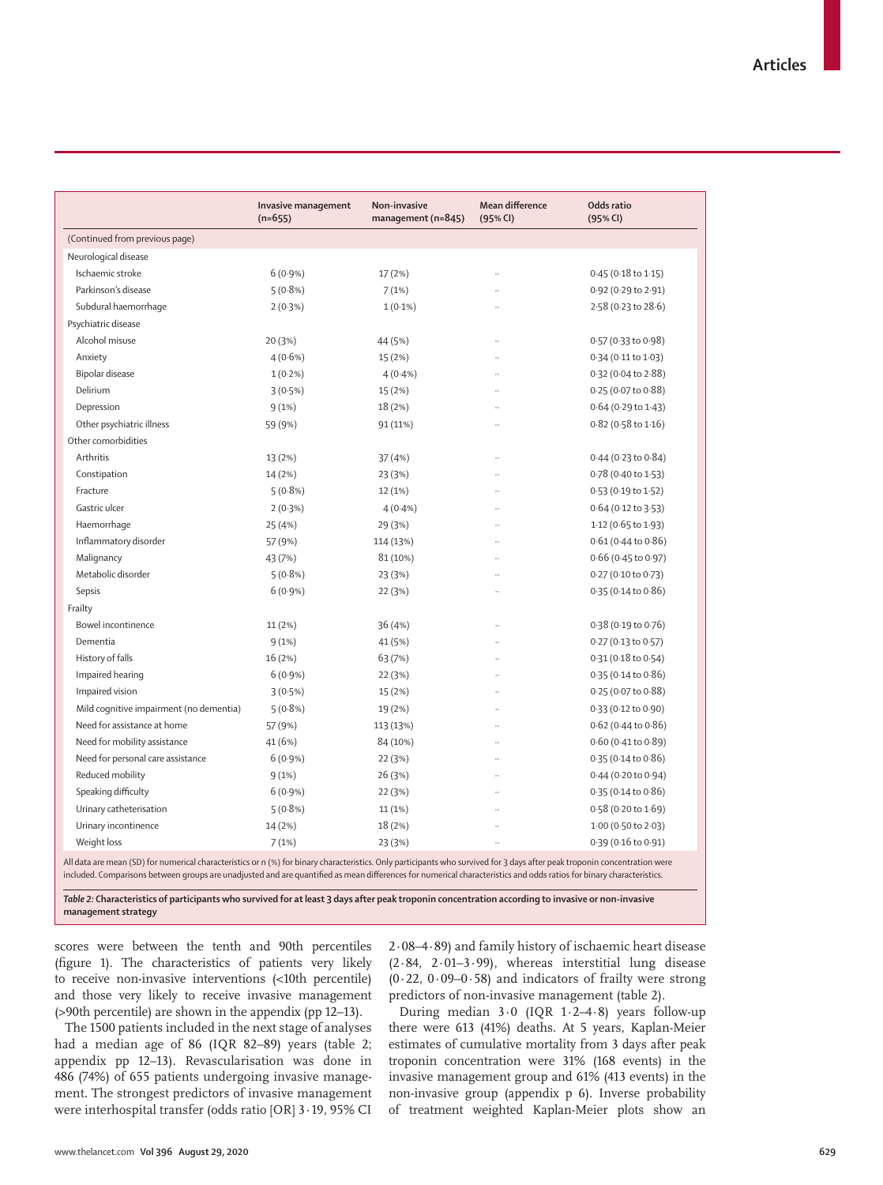| | Invasive management (n=655) | Non-invasive management (n=845) | Mean difference (95% CI) | Odds ratio (95% CI) |
|---|---|---|---|---|
| (Continued from previous page) | | | | |
| Neurological disease | | | | |
| Ischaemic stroke | 6 (0·9%) | 17 (2%) | .. | 0·45 (0·18 to 1·15) |
| Parkinson's disease | 5 (0·8%) | 7 (1%) | .. | 0·92 (0·29 to 2·91) |
| Subdural haemorrhage | 2 (0·3%) | 1 (0·1%) | .. | 2·58 (0·23 to 28·6) |
| Psychiatric disease | | | | |
| Alcohol misuse | 20 (3%) | 44 (5%) | .. | 0·57 (0·33 to 0·98) |
| Anxiety | 4 (0·6%) | 15 (2%) | .. | 0·34 (0·11 to 1·03) |
| Bipolar disease | 1 (0·2%) | 4 (0·4%) | .. | 0·32 (0·04 to 2·88) |
| Delirium | 3 (0·5%) | 15 (2%) | .. | 0·25 (0·07 to 0·88) |
| Depression | 9 (1%) | 18 (2%) | .. | 0·64 (0·29 to 1·43) |
| Other psychiatric illness | 59 (9%) | 91 (11%) | .. | 0·82 (0·58 to 1·16) |
| Other comorbidities | | | | |
| Arthritis | 13 (2%) | 37 (4%) | .. | 0·44 (0·23 to 0·84) |
| Constipation | 14 (2%) | 23 (3%) | .. | 0·78 (0·40 to 1·53) |
| Fracture | 5 (0·8%) | 12 (1%) | .. | 0·53 (0·19 to 1·52) |
| Gastric ulcer | 2 (0·3%) | 4 (0·4%) | .. | 0·64 (0·12 to 3·53) |
| Haemorrhage | 25 (4%) | 29 (3%) | .. | 1·12 (0·65 to 1·93) |
| Inflammatory disorder | 57 (9%) | 114 (13%) | .. | 0·61 (0·44 to 0·86) |
| Malignancy | 43 (7%) | 81 (10%) | .. | 0·66 (0·45 to 0·97) |
| Metabolic disorder | 5 (0·8%) | 23 (3%) | .. | 0·27 (0·10 to 0·73) |
| Sepsis | 6 (0·9%) | 22 (3%) | .. | 0·35 (0·14 to 0·86) |
| Frailty | | | | |
| Bowel incontinence | 11 (2%) | 36 (4%) | .. | 0·38 (0·19 to 0·76) |
| Dementia | 9 (1%) | 41 (5%) | .. | 0·27 (0·13 to 0·57) |
| History of falls | 16 (2%) | 63 (7%) | .. | 0·31 (0·18 to 0·54) |
| Impaired hearing | 6 (0·9%) | 22 (3%) | .. | 0·35 (0·14 to 0·86) |
| Impaired vision | 3 (0·5%) | 15 (2%) | .. | 0·25 (0·07 to 0·88) |
| Mild cognitive impairment (no dementia) | 5 (0·8%) | 19 (2%) | .. | 0·33 (0·12 to 0·90) |
| Need for assistance at home | 57 (9%) | 113 (13%) | .. | 0·62 (0·44 to 0·86) |
| Need for mobility assistance | 41 (6%) | 84 (10%) | .. | 0·60 (0·41 to 0·89) |
| Need for personal care assistance | 6 (0·9%) | 22 (3%) | .. | 0·35 (0·14 to 0·86) |
| Reduced mobility | 9 (1%) | 26 (3%) | .. | 0·44 (0·20 to 0·94) |
| Speaking difficulty | 6 (0·9%) | 22 (3%) | .. | 0·35 (0·14 to 0·86) |
| Urinary catheterisation | 5 (0·8%) | 11 (1%) | .. | 0·58 (0·20 to 1·69) |
| Urinary incontinence | 14 (2%) | 18 (2%) | .. | 1·00 (0·50 to 2·03) |
| Weight loss | 7 (1%) | 23 (3%) | .. | 0·39 (0·16 to 0·91) |

All data are mean (SD) for numerical characteristics or n (%) for binary characteristics. Only participants who survived for 3 days after peak troponin concentration were included. Comparisons between groups are unadjusted and are quantified as mean differences for numerical characteristics and odds ratios for binary characteristics.

***Table 2:* Characteristics of participants who survived for at least 3 days after peak troponin concentration according to invasive or non-invasive management strategy**

scores were between the tenth and 90th percentiles (figure 1). The characteristics of patients very likely to receive non-invasive interventions (<10th percentile) and those very likely to receive invasive management (>90th percentile) are shown in the appendix (pp 12–13).

The 1500 patients included in the next stage of analyses had a median age of 86 (IQR 82–89) years (table 2; appendix pp 12–13). Revascularisation was done in 486 (74%) of 655 patients undergoing invasive management. The strongest predictors of invasive management were interhospital transfer (odds ratio [OR] 3·19, 95% CI 2·08–4·89) and family history of ischaemic heart disease (2·84, 2·01–3·99), whereas interstitial lung disease (0·22, 0·09–0·58) and indicators of frailty were strong predictors of non-invasive management (table 2).

During median 3·0 (IQR 1·2–4·8) years follow-up there were 613 (41%) deaths. At 5 years, Kaplan-Meier estimates of cumulative mortality from 3 days after peak troponin concentration were 31% (168 events) in the invasive management group and 61% (413 events) in the non-invasive group (appendix p 6). Inverse probability of treatment weighted Kaplan-Meier plots show an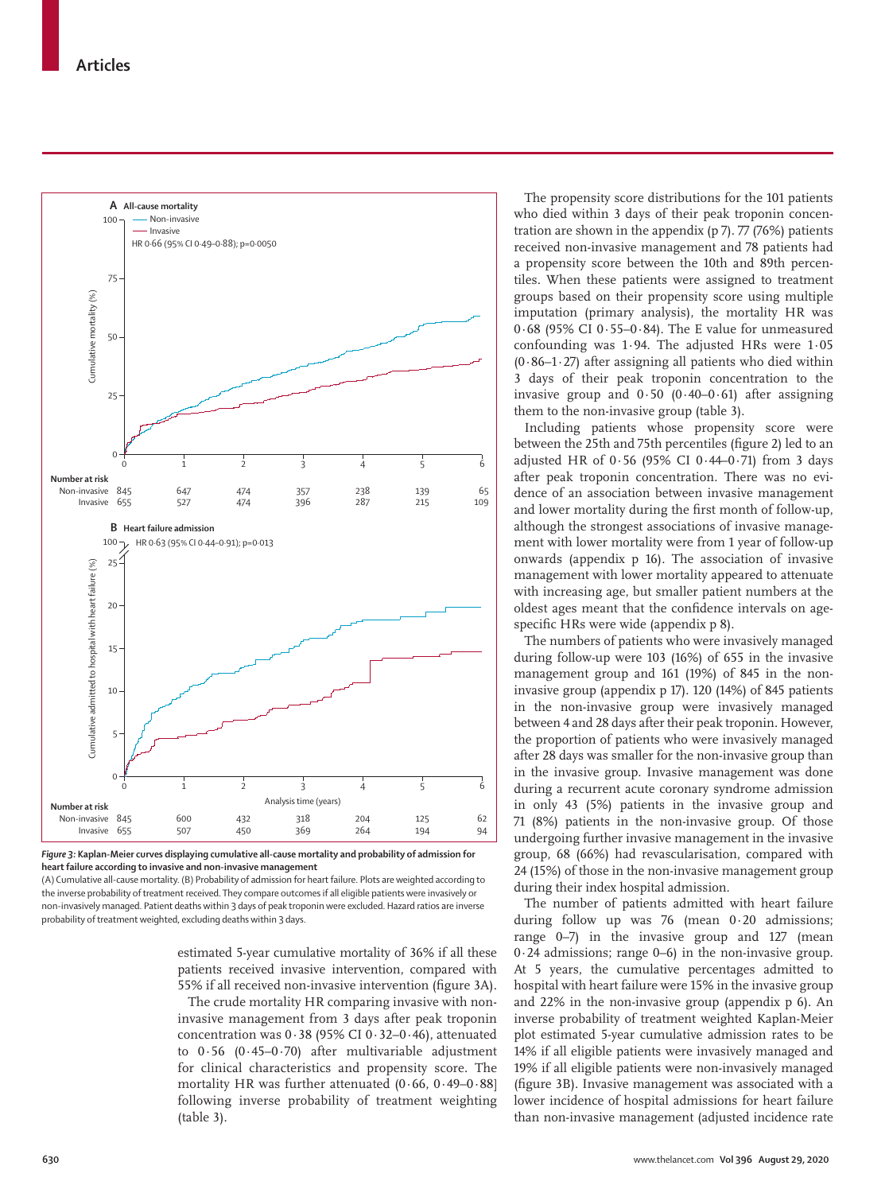Figure 3: Kaplan-Meier curves displaying cumulative all-cause mortality and probability of admission for heart failure according to invasive and non-invasive management

(A) Cumulative all-cause mortality. (B) Probability of admission for heart failure. Plots are weighted according to the inverse probability of treatment received. They compare outcomes if all eligible patients were invasively or non-invasively managed. Patient deaths within 3 days of peak troponin were excluded. Hazard ratios are inverse probability of treatment weighted, excluding deaths within 3 days.

estimated 5-year cumulative mortality of 36% if all these patients received invasive intervention, compared with 55% if all received non-invasive intervention (figure 3A).

The crude mortality HR comparing invasive with non-invasive management from 3 days after peak troponin concentration was 0·38 (95% CI 0·32–0·46), attenuated to 0·56 (0·45–0·70) after multivariable adjustment for clinical characteristics and propensity score. The mortality HR was further attenuated (0·66, 0·49–0·88) following inverse probability of treatment weighting (table 3).

The propensity score distributions for the 101 patients who died within 3 days of their peak troponin concentration are shown in the appendix (p 7). 77 (76%) patients received non-invasive management and 78 patients had a propensity score between the 10th and 89th percentiles. When these patients were assigned to treatment groups based on their propensity score using multiple imputation (primary analysis), the mortality HR was 0·68 (95% CI 0·55–0·84). The E value for unmeasured confounding was 1·94. The adjusted HRs were 1·05 (0·86–1·27) after assigning all patients who died within 3 days of their peak troponin concentration to the invasive group and 0·50 (0·40–0·61) after assigning them to the non-invasive group (table 3).

Including patients whose propensity score were between the 25th and 75th percentiles (figure 2) led to an adjusted HR of 0·56 (95% CI 0·44–0·71) from 3 days after peak troponin concentration. There was no evidence of an association between invasive management and lower mortality during the first month of follow-up, although the strongest associations of invasive management with lower mortality were from 1 year of follow-up onwards (appendix p 16). The association of invasive management with lower mortality appeared to attenuate with increasing age, but smaller patient numbers at the oldest ages meant that the confidence intervals on age-specific HRs were wide (appendix p 8).

The numbers of patients who were invasively managed during follow-up were 103 (16%) of 655 in the invasive management group and 161 (19%) of 845 in the non-invasive group (appendix p 17). 120 (14%) of 845 patients in the non-invasive group were invasively managed between 4 and 28 days after their peak troponin. However, the proportion of patients who were invasively managed after 28 days was smaller for the non-invasive group than in the invasive group. Invasive management was done during a recurrent acute coronary syndrome admission in only 43 (5%) patients in the invasive group and 71 (8%) patients in the non-invasive group. Of those undergoing further invasive management in the invasive group, 68 (66%) had revascularisation, compared with 24 (15%) of those in the non-invasive management group during their index hospital admission.

The number of patients admitted with heart failure during follow up was 76 (mean 0·20 admissions; range 0–7) in the invasive group and 127 (mean 0·24 admissions; range 0–6) in the non-invasive group. At 5 years, the cumulative percentages admitted to hospital with heart failure were 15% in the invasive group and 22% in the non-invasive group (appendix p 6). An inverse probability of treatment weighted Kaplan-Meier plot estimated 5-year cumulative admission rates to be 14% if all eligible patients were invasively managed and 19% if all eligible patients were non-invasively managed (figure 3B). Invasive management was associated with a lower incidence of hospital admissions for heart failure than non-invasive management (adjusted incidence rate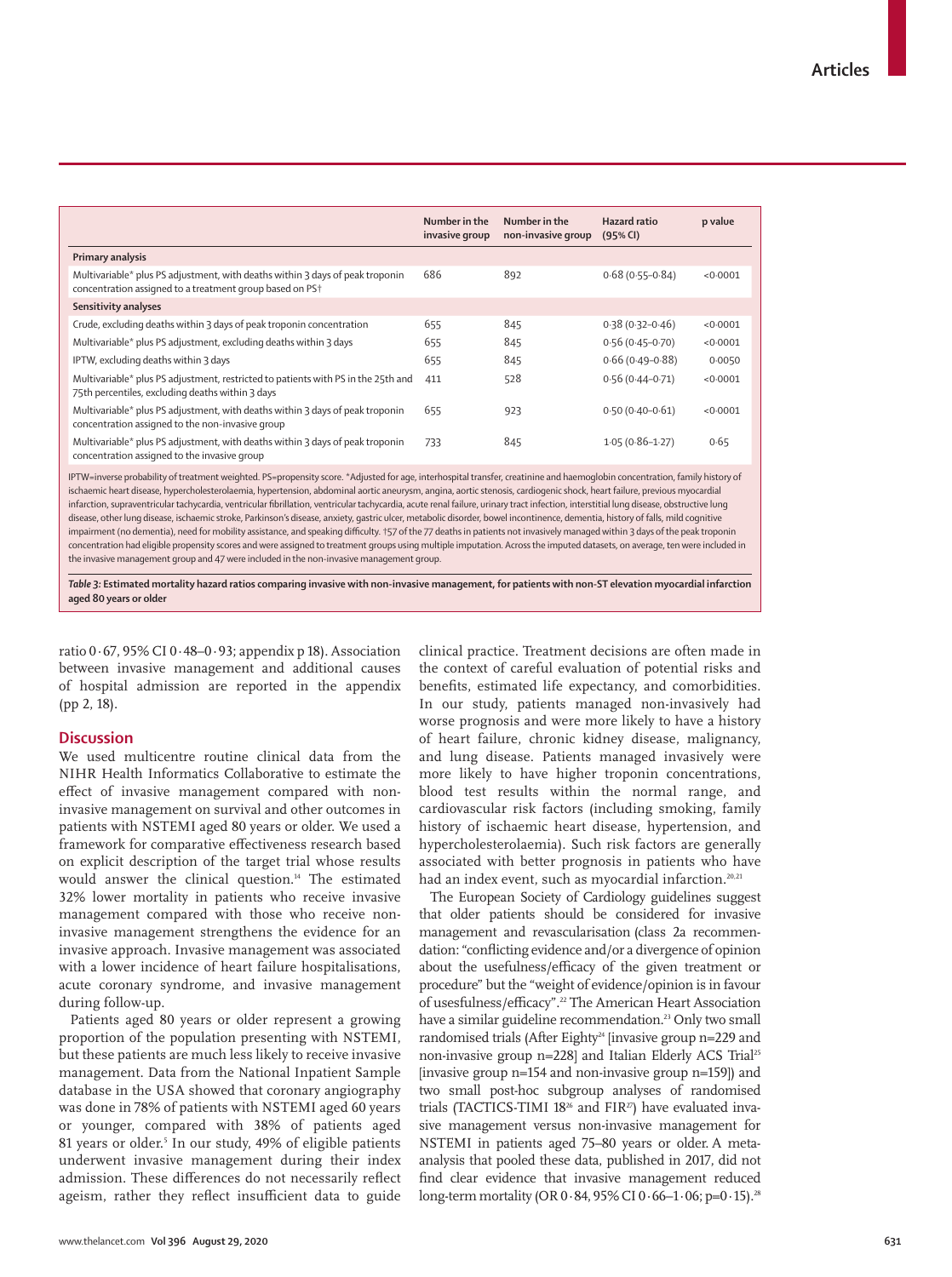| | Number in the invasive group | Number in the non-invasive group | Hazard ratio (95% CI) | p value |
|---|---|---|---|---|
| **Primary analysis** | | | | |
| Multivariable* plus PS adjustment, with deaths within 3 days of peak troponin concentration assigned to a treatment group based on PS† | 686 | 892 | 0·68 (0·55–0·84) | <0·0001 |
| **Sensitivity analyses** | | | | |
| Crude, excluding deaths within 3 days of peak troponin concentration | 655 | 845 | 0·38 (0·32–0·46) | <0·0001 |
| Multivariable* plus PS adjustment, excluding deaths within 3 days | 655 | 845 | 0·56 (0·45–0·70) | <0·0001 |
| IPTW, excluding deaths within 3 days | 655 | 845 | 0·66 (0·49–0·88) | 0·0050 |
| Multivariable* plus PS adjustment, restricted to patients with PS in the 25th and 75th percentiles, excluding deaths within 3 days | 411 | 528 | 0·56 (0·44–0·71) | <0·0001 |
| Multivariable* plus PS adjustment, with deaths within 3 days of peak troponin concentration assigned to the non-invasive group | 655 | 923 | 0·50 (0·40–0·61) | <0·0001 |
| Multivariable* plus PS adjustment, with deaths within 3 days of peak troponin concentration assigned to the invasive group | 733 | 845 | 1·05 (0·86–1·27) | 0·65 |

IPTW=inverse probability of treatment weighted. PS=propensity score. *Adjusted for age, interhospital transfer, creatinine and haemoglobin concentration, family history of ischaemic heart disease, hypercholesterolaemia, hypertension, abdominal aortic aneurysm, angina, aortic stenosis, cardiogenic shock, heart failure, previous myocardial infarction, supraventricular tachycardia, ventricular fibrillation, ventricular tachycardia, acute renal failure, urinary tract infection, interstitial lung disease, obstructive lung disease, other lung disease, ischaemic stroke, Parkinson's disease, anxiety, gastric ulcer, metabolic disorder, bowel incontinence, dementia, history of falls, mild cognitive impairment (no dementia), need for mobility assistance, and speaking difficulty. †57 of the 77 deaths in patients not invasively managed within 3 days of the peak troponin concentration had eligible propensity scores and were assigned to treatment groups using multiple imputation. Across the imputed datasets, on average, ten were included in the invasive management group and 47 were included in the non-invasive management group.

***Table 3*: Estimated mortality hazard ratios comparing invasive with non-invasive management, for patients with non-ST elevation myocardial infarction aged 80 years or older**

ratio 0·67, 95% CI 0·48–0·93; appendix p 18). Association between invasive management and additional causes of hospital admission are reported in the appendix (pp 2, 18).

## Discussion

We used multicentre routine clinical data from the NIHR Health Informatics Collaborative to estimate the effect of invasive management compared with non-invasive management on survival and other outcomes in patients with NSTEMI aged 80 years or older. We used a framework for comparative effectiveness research based on explicit description of the target trial whose results would answer the clinical question.[14] The estimated 32% lower mortality in patients who receive invasive management compared with those who receive non-invasive management strengthens the evidence for an invasive approach. Invasive management was associated with a lower incidence of heart failure hospitalisations, acute coronary syndrome, and invasive management during follow-up.

Patients aged 80 years or older represent a growing proportion of the population presenting with NSTEMI, but these patients are much less likely to receive invasive management. Data from the National Inpatient Sample database in the USA showed that coronary angiography was done in 78% of patients with NSTEMI aged 60 years or younger, compared with 38% of patients aged 81 years or older.[5] In our study, 49% of eligible patients underwent invasive management during their index admission. These differences do not necessarily reflect ageism, rather they reflect insufficient data to guide clinical practice. Treatment decisions are often made in the context of careful evaluation of potential risks and benefits, estimated life expectancy, and comorbidities. In our study, patients managed non-invasively had worse prognosis and were more likely to have a history of heart failure, chronic kidney disease, malignancy, and lung disease. Patients managed invasively were more likely to have higher troponin concentrations, blood test results within the normal range, and cardiovascular risk factors (including smoking, family history of ischaemic heart disease, hypertension, and hypercholesterolaemia). Such risk factors are generally associated with better prognosis in patients who have had an index event, such as myocardial infarction.[20,21]

The European Society of Cardiology guidelines suggest that older patients should be considered for invasive management and revascularisation (class 2a recommendation: "conflicting evidence and/or a divergence of opinion about the usefulness/efficacy of the given treatment or procedure" but the "weight of evidence/opinion is in favour of usefulness/efficacy".[22] The American Heart Association have a similar guideline recommendation.[23] Only two small randomised trials (After Eighty[24] [invasive group n=229 and non-invasive group n=228] and Italian Elderly ACS Trial[25] [invasive group n=154 and non-invasive group n=159]) and two small post-hoc subgroup analyses of randomised trials (TACTICS-TIMI 18[26] and FIR[27]) have evaluated invasive management versus non-invasive management for NSTEMI in patients aged 75–80 years or older. A meta-analysis that pooled these data, published in 2017, did not find clear evidence that invasive management reduced long-term mortality (OR 0·84, 95% CI 0·66–1·06; p=0·15).[28]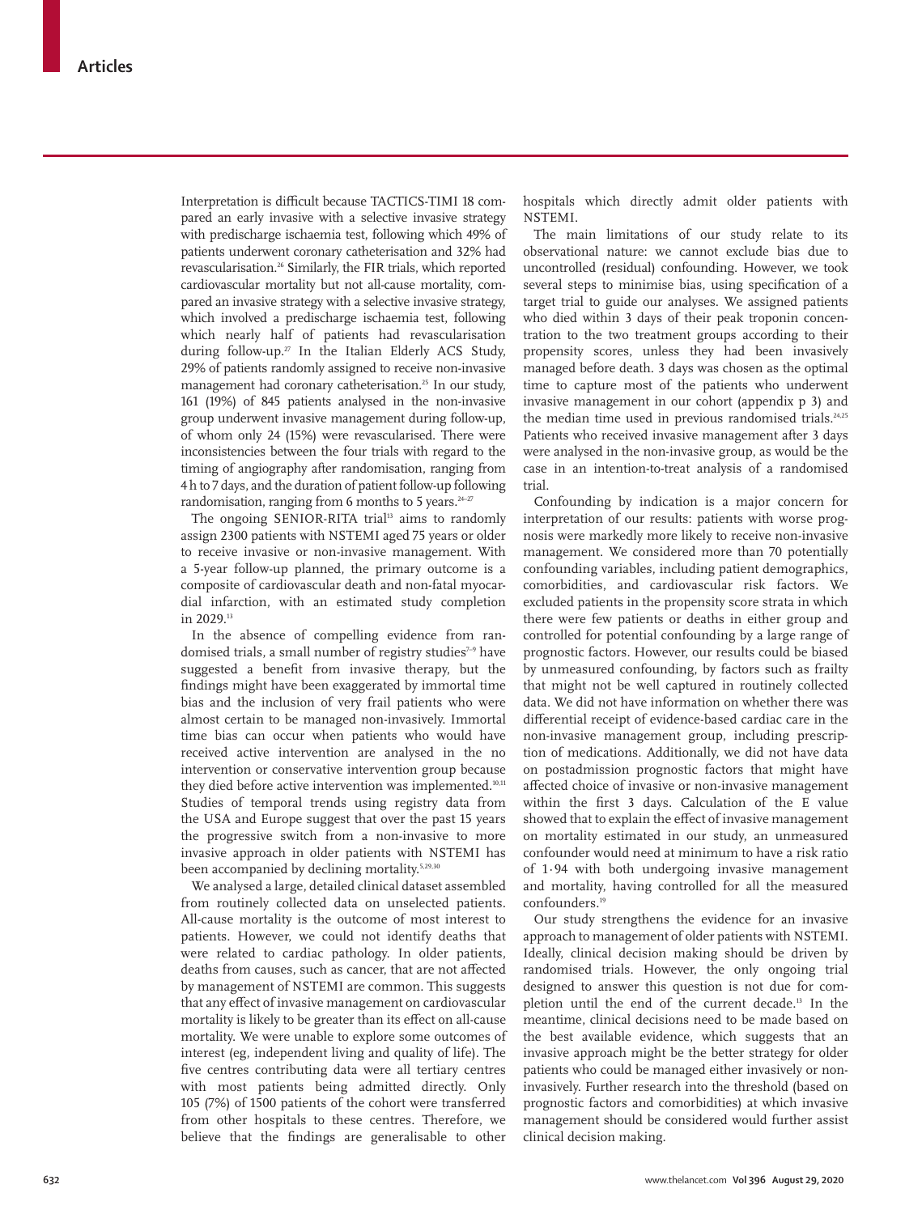Interpretation is difficult because TACTICS-TIMI 18 compared an early invasive with a selective invasive strategy with predischarge ischaemia test, following which 49% of patients underwent coronary catheterisation and 32% had revascularisation.[26] Similarly, the FIR trials, which reported cardiovascular mortality but not all-cause mortality, compared an invasive strategy with a selective invasive strategy, which involved a predischarge ischaemia test, following which nearly half of patients had revascularisation during follow-up.[27] In the Italian Elderly ACS Study, 29% of patients randomly assigned to receive non-invasive management had coronary catheterisation.[25] In our study, 161 (19%) of 845 patients analysed in the non-invasive group underwent invasive management during follow-up, of whom only 24 (15%) were revascularised. There were inconsistencies between the four trials with regard to the timing of angiography after randomisation, ranging from 4 h to 7 days, and the duration of patient follow-up following randomisation, ranging from 6 months to 5 years.[24–27]

The ongoing SENIOR-RITA trial[13] aims to randomly assign 2300 patients with NSTEMI aged 75 years or older to receive invasive or non-invasive management. With a 5-year follow-up planned, the primary outcome is a composite of cardiovascular death and non-fatal myocardial infarction, with an estimated study completion in 2029.[13]

In the absence of compelling evidence from randomised trials, a small number of registry studies[7–9] have suggested a benefit from invasive therapy, but the findings might have been exaggerated by immortal time bias and the inclusion of very frail patients who were almost certain to be managed non-invasively. Immortal time bias can occur when patients who would have received active intervention are analysed in the no intervention or conservative intervention group because they died before active intervention was implemented.[10,11] Studies of temporal trends using registry data from the USA and Europe suggest that over the past 15 years the progressive switch from a non-invasive to more invasive approach in older patients with NSTEMI has been accompanied by declining mortality.[5,29,30]

We analysed a large, detailed clinical dataset assembled from routinely collected data on unselected patients. All-cause mortality is the outcome of most interest to patients. However, we could not identify deaths that were related to cardiac pathology. In older patients, deaths from causes, such as cancer, that are not affected by management of NSTEMI are common. This suggests that any effect of invasive management on cardiovascular mortality is likely to be greater than its effect on all-cause mortality. We were unable to explore some outcomes of interest (eg, independent living and quality of life). The five centres contributing data were all tertiary centres with most patients being admitted directly. Only 105 (7%) of 1500 patients of the cohort were transferred from other hospitals to these centres. Therefore, we believe that the findings are generalisable to other hospitals which directly admit older patients with NSTEMI.

The main limitations of our study relate to its observational nature: we cannot exclude bias due to uncontrolled (residual) confounding. However, we took several steps to minimise bias, using specification of a target trial to guide our analyses. We assigned patients who died within 3 days of their peak troponin concentration to the two treatment groups according to their propensity scores, unless they had been invasively managed before death. 3 days was chosen as the optimal time to capture most of the patients who underwent invasive management in our cohort (appendix p 3) and the median time used in previous randomised trials.[24,25] Patients who received invasive management after 3 days were analysed in the non-invasive group, as would be the case in an intention-to-treat analysis of a randomised trial.

Confounding by indication is a major concern for interpretation of our results: patients with worse prognosis were markedly more likely to receive non-invasive management. We considered more than 70 potentially confounding variables, including patient demographics, comorbidities, and cardiovascular risk factors. We excluded patients in the propensity score strata in which there were few patients or deaths in either group and controlled for potential confounding by a large range of prognostic factors. However, our results could be biased by unmeasured confounding, by factors such as frailty that might not be well captured in routinely collected data. We did not have information on whether there was differential receipt of evidence-based cardiac care in the non-invasive management group, including prescription of medications. Additionally, we did not have data on postadmission prognostic factors that might have affected choice of invasive or non-invasive management within the first 3 days. Calculation of the E value showed that to explain the effect of invasive management on mortality estimated in our study, an unmeasured confounder would need at minimum to have a risk ratio of 1·94 with both undergoing invasive management and mortality, having controlled for all the measured confounders.[19]

Our study strengthens the evidence for an invasive approach to management of older patients with NSTEMI. Ideally, clinical decision making should be driven by randomised trials. However, the only ongoing trial designed to answer this question is not due for completion until the end of the current decade.[13] In the meantime, clinical decisions need to be made based on the best available evidence, which suggests that an invasive approach might be the better strategy for older patients who could be managed either invasively or non-invasively. Further research into the threshold (based on prognostic factors and comorbidities) at which invasive management should be considered would further assist clinical decision making.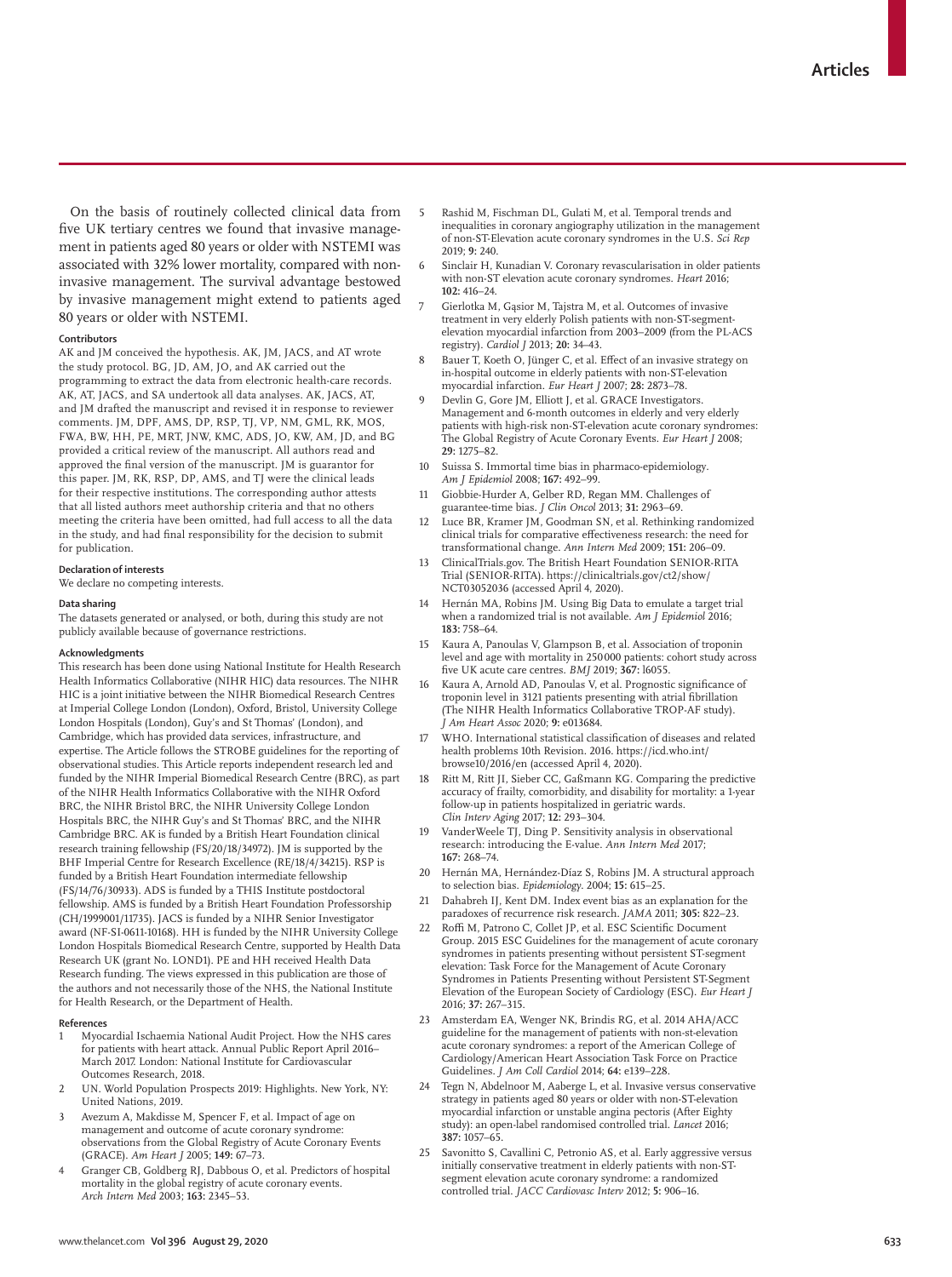On the basis of routinely collected clinical data from five UK tertiary centres we found that invasive management in patients aged 80 years or older with NSTEMI was associated with 32% lower mortality, compared with non-invasive management. The survival advantage bestowed by invasive management might extend to patients aged 80 years or older with NSTEMI.

#### Contributors

AK and JM conceived the hypothesis. AK, JM, JACS, and AT wrote the study protocol. BG, JD, AM, JO, and AK carried out the programming to extract the data from electronic health-care records. AK, AT, JACS, and SA undertook all data analyses. AK, JACS, AT, and JM drafted the manuscript and revised it in response to reviewer comments. JM, DPF, AMS, DP, RSP, TJ, VP, NM, GML, RK, MOS, FWA, BW, HH, PE, MRT, JNW, KMC, ADS, JO, KW, AM, JD, and BG provided a critical review of the manuscript. All authors read and approved the final version of the manuscript. JM is guarantor for this paper. JM, RK, RSP, DP, AMS, and TJ were the clinical leads for their respective institutions. The corresponding author attests that all listed authors meet authorship criteria and that no others meeting the criteria have been omitted, had full access to all the data in the study, and had final responsibility for the decision to submit for publication.

#### Declaration of interests

We declare no competing interests.

#### Data sharing

The datasets generated or analysed, or both, during this study are not publicly available because of governance restrictions.

#### Acknowledgments

This research has been done using National Institute for Health Research Health Informatics Collaborative (NIHR HIC) data resources. The NIHR HIC is a joint initiative between the NIHR Biomedical Research Centres at Imperial College London (London), Oxford, Bristol, University College London Hospitals (London), Guy's and St Thomas' (London), and Cambridge, which has provided data services, infrastructure, and expertise. The Article follows the STROBE guidelines for the reporting of observational studies. This Article reports independent research led and funded by the NIHR Imperial Biomedical Research Centre (BRC), as part of the NIHR Health Informatics Collaborative with the NIHR Oxford BRC, the NIHR Bristol BRC, the NIHR University College London Hospitals BRC, the NIHR Guy's and St Thomas' BRC, and the NIHR Cambridge BRC. AK is funded by a British Heart Foundation clinical research training fellowship (FS/20/18/34972). JM is supported by the BHF Imperial Centre for Research Excellence (RE/18/4/34215). RSP is funded by a British Heart Foundation intermediate fellowship (FS/14/76/30933). ADS is funded by a THIS Institute postdoctoral fellowship. AMS is funded by a British Heart Foundation Professorship (CH/1999001/11735). JACS is funded by a NIHR Senior Investigator award (NF-SI-0611-10168). HH is funded by the NIHR University College London Hospitals Biomedical Research Centre, supported by Health Data Research UK (grant No. LOND1). PE and HH received Health Data Research funding. The views expressed in this publication are those of the authors and not necessarily those of the NHS, the National Institute for Health Research, or the Department of Health.

#### References

1. Myocardial Ischaemia National Audit Project. How the NHS cares for patients with heart attack. Annual Public Report April 2016–March 2017. London: National Institute for Cardiovascular Outcomes Research, 2018.
2. UN. World Population Prospects 2019: Highlights. New York, NY: United Nations, 2019.
3. Avezum A, Makdisse M, Spencer F, et al. Impact of age on management and outcome of acute coronary syndrome: observations from the Global Registry of Acute Coronary Events (GRACE). *Am Heart J* 2005; **149:** 67–73.
4. Granger CB, Goldberg RJ, Dabbous O, et al. Predictors of hospital mortality in the global registry of acute coronary events. *Arch Intern Med* 2003; **163:** 2345–53.
5. Rashid M, Fischman DL, Gulati M, et al. Temporal trends and inequalities in coronary angiography utilization in the management of non-ST-Elevation acute coronary syndromes in the U.S. *Sci Rep* 2019; **9:** 240.
6. Sinclair H, Kunadian V. Coronary revascularisation in older patients with non-ST elevation acute coronary syndromes. *Heart* 2016; **102:** 416–24.
7. Gierlotka M, Gąsior M, Tajstra M, et al. Outcomes of invasive treatment in very elderly Polish patients with non-ST-segment-elevation myocardial infarction from 2003–2009 (from the PL-ACS registry). *Cardiol J* 2013; **20:** 34–43.
8. Bauer T, Koeth O, Jünger C, et al. Effect of an invasive strategy on in-hospital outcome in elderly patients with non-ST-elevation myocardial infarction. *Eur Heart J* 2007; **28:** 2873–78.
9. Devlin G, Gore JM, Elliott J, et al. GRACE Investigators. Management and 6-month outcomes in elderly and very elderly patients with high-risk non-ST-elevation acute coronary syndromes: The Global Registry of Acute Coronary Events. *Eur Heart J* 2008; **29:** 1275–82.
10. Suissa S. Immortal time bias in pharmaco-epidemiology. *Am J Epidemiol* 2008; **167:** 492–99.
11. Giobbie-Hurder A, Gelber RD, Regan MM. Challenges of guarantee-time bias. *J Clin Oncol* 2013; **31:** 2963–69.
12. Luce BR, Kramer JM, Goodman SN, et al. Rethinking randomized clinical trials for comparative effectiveness research: the need for transformational change. *Ann Intern Med* 2009; **151:** 206–09.
13. ClinicalTrials.gov. The British Heart Foundation SENIOR-RITA Trial (SENIOR-RITA). https://clinicaltrials.gov/ct2/show/NCT03052036 (accessed April 4, 2020).
14. Hernán MA, Robins JM. Using Big Data to emulate a target trial when a randomized trial is not available. *Am J Epidemiol* 2016; **183:** 758–64.
15. Kaura A, Panoulas V, Glampson B, et al. Association of troponin level and age with mortality in 250 000 patients: cohort study across five UK acute care centres. *BMJ* 2019; **367:** l6055.
16. Kaura A, Arnold AD, Panoulas V, et al. Prognostic significance of troponin level in 3121 patients presenting with atrial fibrillation (The NIHR Health Informatics Collaborative TROP-AF study). *J Am Heart Assoc* 2020; **9:** e013684.
17. WHO. International statistical classification of diseases and related health problems 10th Revision. 2016. https://icd.who.int/browse10/2016/en (accessed April 4, 2020).
18. Ritt M, Ritt JI, Sieber CC, Gaßmann KG. Comparing the predictive accuracy of frailty, comorbidity, and disability for mortality: a 1-year follow-up in patients hospitalized in geriatric wards. *Clin Interv Aging* 2017; **12:** 293–304.
19. VanderWeele TJ, Ding P. Sensitivity analysis in observational research: introducing the E-value. *Ann Intern Med* 2017; **167:** 268–74.
20. Hernán MA, Hernández-Díaz S, Robins JM. A structural approach to selection bias. *Epidemiology*. 2004; **15:** 615–25.
21. Dahabreh IJ, Kent DM. Index event bias as an explanation for the paradoxes of recurrence risk research. *JAMA* 2011; **305:** 822–23.
22. Roffi M, Patrono C, Collet JP, et al. ESC Scientific Document Group. 2015 ESC Guidelines for the management of acute coronary syndromes in patients presenting without persistent ST-segment elevation: Task Force for the Management of Acute Coronary Syndromes in Patients Presenting without Persistent ST-Segment Elevation of the European Society of Cardiology (ESC). *Eur Heart J* 2016; **37:** 267–315.
23. Amsterdam EA, Wenger NK, Brindis RG, et al. 2014 AHA/ACC guideline for the management of patients with non-st-elevation acute coronary syndromes: a report of the American College of Cardiology/American Heart Association Task Force on Practice Guidelines. *J Am Coll Cardiol* 2014; **64:** e139–228.
24. Tegn N, Abdelnoor M, Aaberge L, et al. Invasive versus conservative strategy in patients aged 80 years or older with non-ST-elevation myocardial infarction or unstable angina pectoris (After Eighty study): an open-label randomised controlled trial. *Lancet* 2016; **387:** 1057–65.
25. Savonitto S, Cavallini C, Petronio AS, et al. Early aggressive versus initially conservative treatment in elderly patients with non-ST-segment elevation acute coronary syndrome: a randomized controlled trial. *JACC Cardiovasc Interv* 2012; **5:** 906–16.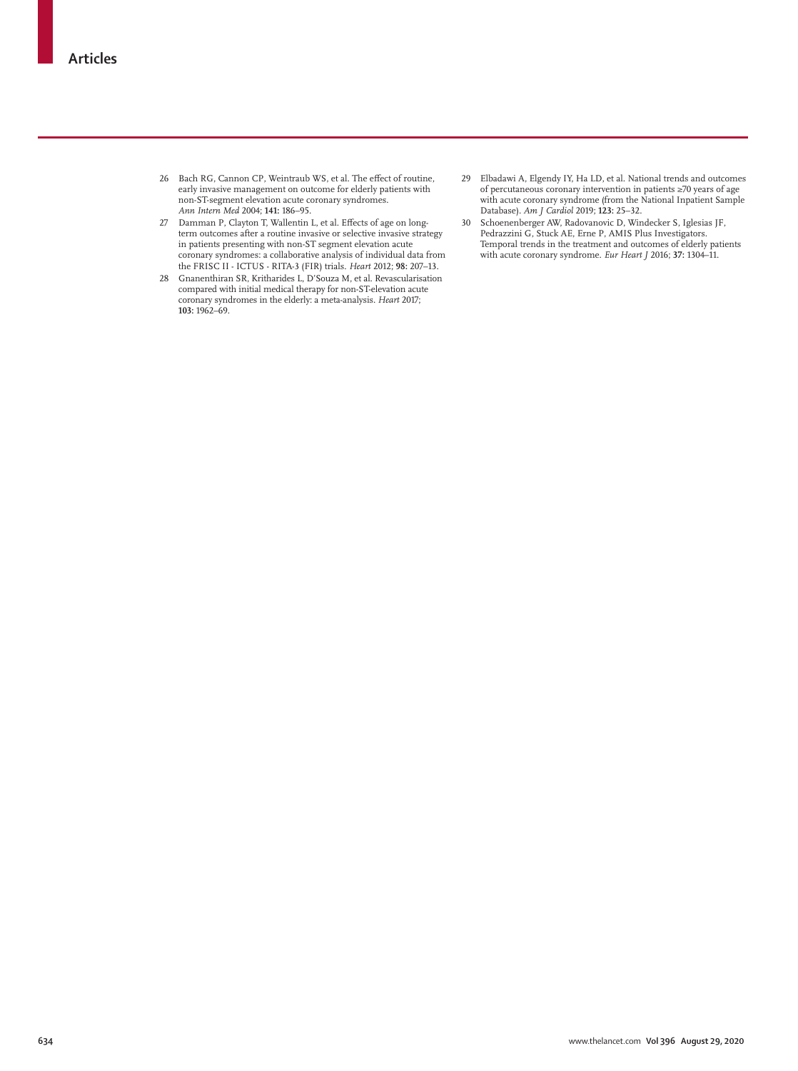26 Bach RG, Cannon CP, Weintraub WS, et al. The effect of routine, early invasive management on outcome for elderly patients with non-ST-segment elevation acute coronary syndromes. *Ann Intern Med* 2004; **141:** 186–95.

27 Damman P, Clayton T, Wallentin L, et al. Effects of age on long-term outcomes after a routine invasive or selective invasive strategy in patients presenting with non-ST segment elevation acute coronary syndromes: a collaborative analysis of individual data from the FRISC II - ICTUS - RITA-3 (FIR) trials. *Heart* 2012; **98:** 207–13.

28 Gnanenthiran SR, Kritharides L, D'Souza M, et al. Revascularisation compared with initial medical therapy for non-ST-elevation acute coronary syndromes in the elderly: a meta-analysis. *Heart* 2017; **103:** 1962–69.

29 Elbadawi A, Elgendy IY, Ha LD, et al. National trends and outcomes of percutaneous coronary intervention in patients ≥70 years of age with acute coronary syndrome (from the National Inpatient Sample Database). *Am J Cardiol* 2019; **123:** 25–32.

30 Schoenenberger AW, Radovanovic D, Windecker S, Iglesias JF, Pedrazzini G, Stuck AE, Erne P, AMIS Plus Investigators. Temporal trends in the treatment and outcomes of elderly patients with acute coronary syndrome. *Eur Heart J* 2016; **37:** 1304–11.